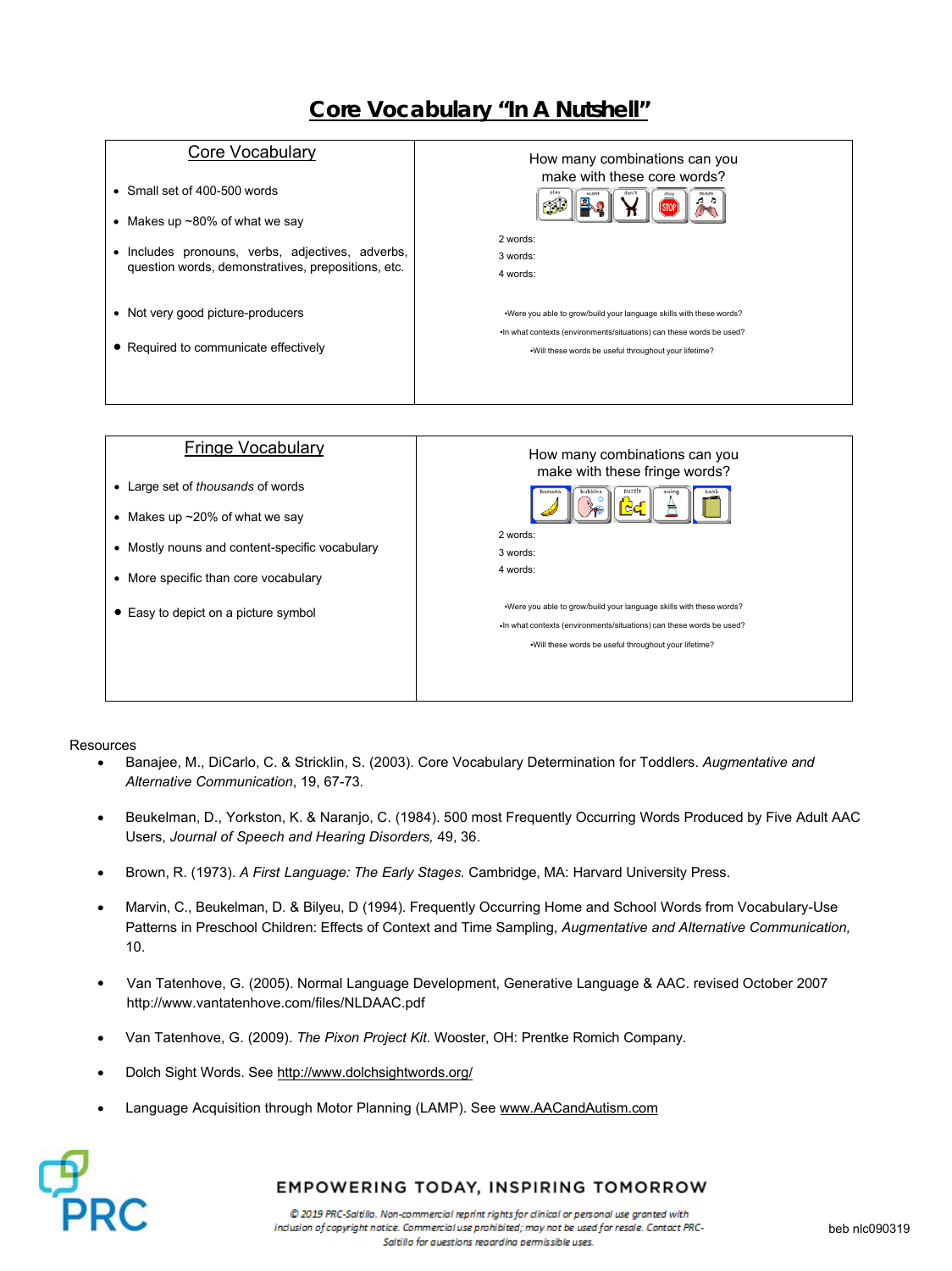# Core Vocabulary "In A Nutshell"

## Core Vocabulary

- Small set of 400-500 words
- Makes up ~80% of what we say
- Includes pronouns, verbs, adjectives, adverbs, question words, demonstratives, prepositions, etc.
- Not very good picture-producers
- Required to communicate effectively

How many combinations can you make with these core words?

play | want | don't | stop | more

2 words:

3 words:

4 words:

- Were you able to grow/build your language skills with these words?
- In what contexts (environments/situations) can these words be used?
- Will these words be useful throughout your lifetime?

## Fringe Vocabulary

- Large set of *thousands* of words
- Makes up ~20% of what we say
- Mostly nouns and content-specific vocabulary
- More specific than core vocabulary
- Easy to depict on a picture symbol

How many combinations can you make with these fringe words?

banana | bubbles | puzzle | swing | book

2 words:

3 words:

4 words:

- Were you able to grow/build your language skills with these words?
- In what contexts (environments/situations) can these words be used?
- Will these words be useful throughout your lifetime?

Resources

- Banajee, M., DiCarlo, C. & Stricklin, S. (2003). Core Vocabulary Determination for Toddlers. *Augmentative and Alternative Communication*, 19, 67-73.
- Beukelman, D., Yorkston, K. & Naranjo, C. (1984). 500 most Frequently Occurring Words Produced by Five Adult AAC Users, *Journal of Speech and Hearing Disorders,* 49, 36.
- Brown, R. (1973). *A First Language: The Early Stages.* Cambridge, MA: Harvard University Press.
- Marvin, C., Beukelman, D. & Bilyeu, D (1994). Frequently Occurring Home and School Words from Vocabulary-Use Patterns in Preschool Children: Effects of Context and Time Sampling, *Augmentative and Alternative Communication,* 10.
- Van Tatenhove, G. (2005). Normal Language Development, Generative Language & AAC. revised October 2007 http://www.vantatenhove.com/files/NLDAAC.pdf
- Van Tatenhove, G. (2009). *The Pixon Project Kit.* Wooster, OH: Prentke Romich Company.
- Dolch Sight Words. See http://www.dolchsightwords.org/
- Language Acquisition through Motor Planning (LAMP). See www.AACandAutism.com

PRC

EMPOWERING TODAY, INSPIRING TOMORROW

© 2019 PRC-Saltillo. Non-commercial reprint rights for clinical or personal use granted with inclusion of copyright notice. Commercial use prohibited; may not be used for resale. Contact PRC-Saltillo for questions regarding permissible uses.

beb nlc090319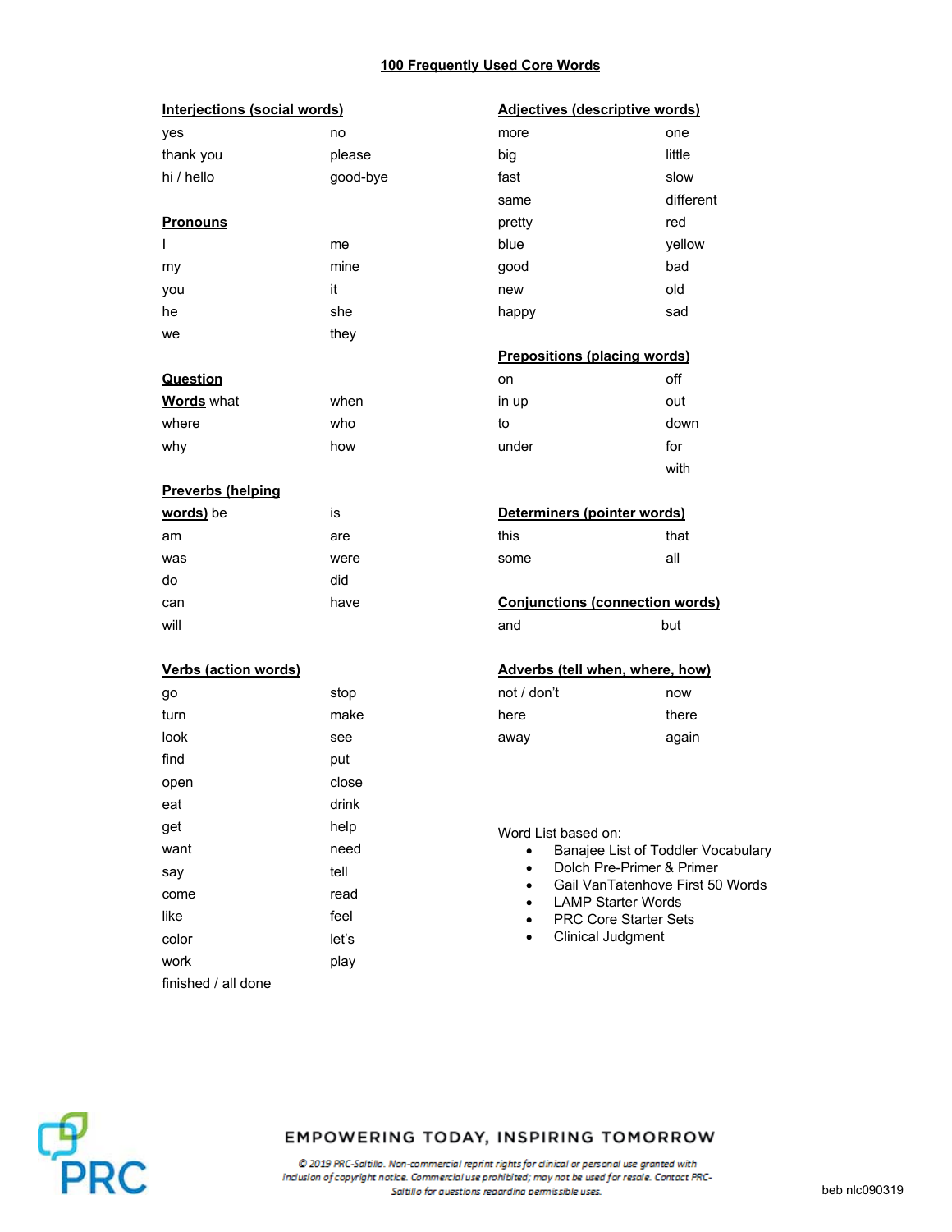# 100 Frequently Used Core Words

## Interjections (social words)

| | |
|---|---|
| yes | no |
| thank you | please |
| hi / hello | good-bye |

## Pronouns

| | |
|---|---|
| I | me |
| my | mine |
| you | it |
| he | she |
| we | they |

## Question Words

| | |
|---|---|
| what | when |
| where | who |
| why | how |

## Preverbs (helping words)

| | |
|---|---|
| be | is |
| am | are |
| was | were |
| do | did |
| can | have |
| will | |

## Verbs (action words)

| | |
|---|---|
| go | stop |
| turn | make |
| look | see |
| find | put |
| open | close |
| eat | drink |
| get | help |
| want | need |
| say | tell |
| come | read |
| like | feel |
| color | let's |
| work | play |
| finished / all done | |

## Adjectives (descriptive words)

| | |
|---|---|
| more | one |
| big | little |
| fast | slow |
| same | different |
| pretty | red |
| blue | yellow |
| good | bad |
| new | old |
| happy | sad |

## Prepositions (placing words)

| | |
|---|---|
| on | off |
| in up | out |
| to | down |
| under | for |
| | with |

## Determiners (pointer words)

| | |
|---|---|
| this | that |
| some | all |

## Conjunctions (connection words)

| | |
|---|---|
| and | but |

## Adverbs (tell when, where, how)

| | |
|---|---|
| not / don't | now |
| here | there |
| away | again |

Word List based on:

- Banajee List of Toddler Vocabulary
- Dolch Pre-Primer & Primer
- Gail VanTatenhove First 50 Words
- LAMP Starter Words
- PRC Core Starter Sets
- Clinical Judgment

PRC

EMPOWERING TODAY, INSPIRING TOMORROW

*© 2019 PRC-Saltillo. Non-commercial reprint rights for clinical or personal use granted with inclusion of copyright notice. Commercial use prohibited; may not be used for resale. Contact PRC-Saltillo for questions regarding permissible uses.*

beb nlc090319